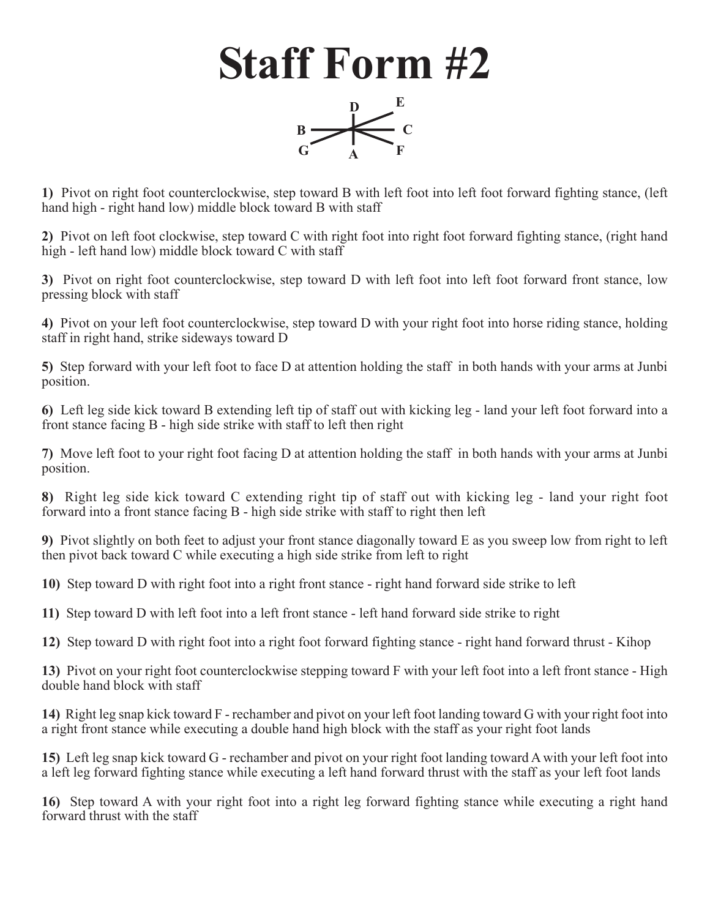# Staff Form #2

1) Pivot on right foot counterclockwise, step toward B with left foot into left foot forward fighting stance, (left hand high - right hand low) middle block toward B with staff

2) Pivot on left foot clockwise, step toward C with right foot into right foot forward fighting stance, (right hand high - left hand low) middle block toward C with staff

3) Pivot on right foot counterclockwise, step toward D with left foot into left foot forward front stance, low pressing block with staff

4) Pivot on your left foot counterclockwise, step toward D with your right foot into horse riding stance, holding staff in right hand, strike sideways toward D

5) Step forward with your left foot to face D at attention holding the staff in both hands with your arms at Junbi position.

6) Left leg side kick toward B extending left tip of staff out with kicking leg - land your left foot forward into a front stance facing B - high side strike with staff to left then right

7) Move left foot to your right foot facing D at attention holding the staff in both hands with your arms at Junbi position.

8) Right leg side kick toward C extending right tip of staff out with kicking leg - land your right foot forward into a front stance facing B - high side strike with staff to right then left

9) Pivot slightly on both feet to adjust your front stance diagonally toward E as you sweep low from right to left then pivot back toward C while executing a high side strike from left to right

10) Step toward D with right foot into a right front stance - right hand forward side strike to left

11) Step toward D with left foot into a left front stance - left hand forward side strike to right

12) Step toward D with right foot into a right foot forward fighting stance - right hand forward thrust - Kihop

13) Pivot on your right foot counterclockwise stepping toward F with your left foot into a left front stance - High double hand block with staff

14) Right leg snap kick toward F - rechamber and pivot on your left foot landing toward G with your right foot into a right front stance while executing a double hand high block with the staff as your right foot lands

15) Left leg snap kick toward G - rechamber and pivot on your right foot landing toward A with your left foot into a left leg forward fighting stance while executing a left hand forward thrust with the staff as your left foot lands

16) Step toward A with your right foot into a right leg forward fighting stance while executing a right hand forward thrust with the staff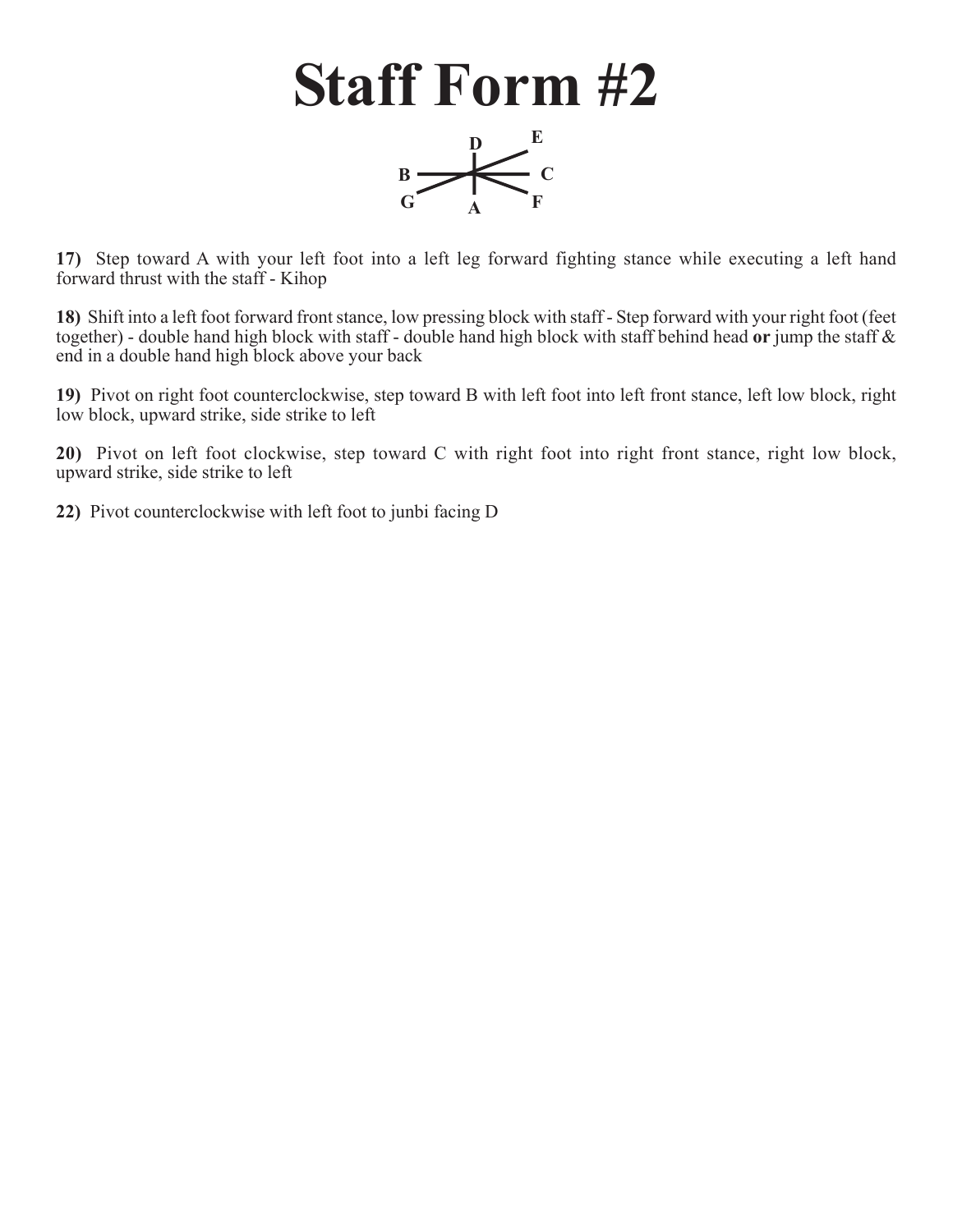# Staff Form #2

D E
B C
G A F

**17)** Step toward A with your left foot into a left leg forward fighting stance while executing a left hand forward thrust with the staff - Kihop

**18)** Shift into a left foot forward front stance, low pressing block with staff - Step forward with your right foot (feet together) - double hand high block with staff - double hand high block with staff behind head **or** jump the staff & end in a double hand high block above your back

**19)** Pivot on right foot counterclockwise, step toward B with left foot into left front stance, left low block, right low block, upward strike, side strike to left

**20)** Pivot on left foot clockwise, step toward C with right foot into right front stance, right low block, upward strike, side strike to left

**22)** Pivot counterclockwise with left foot to junbi facing D